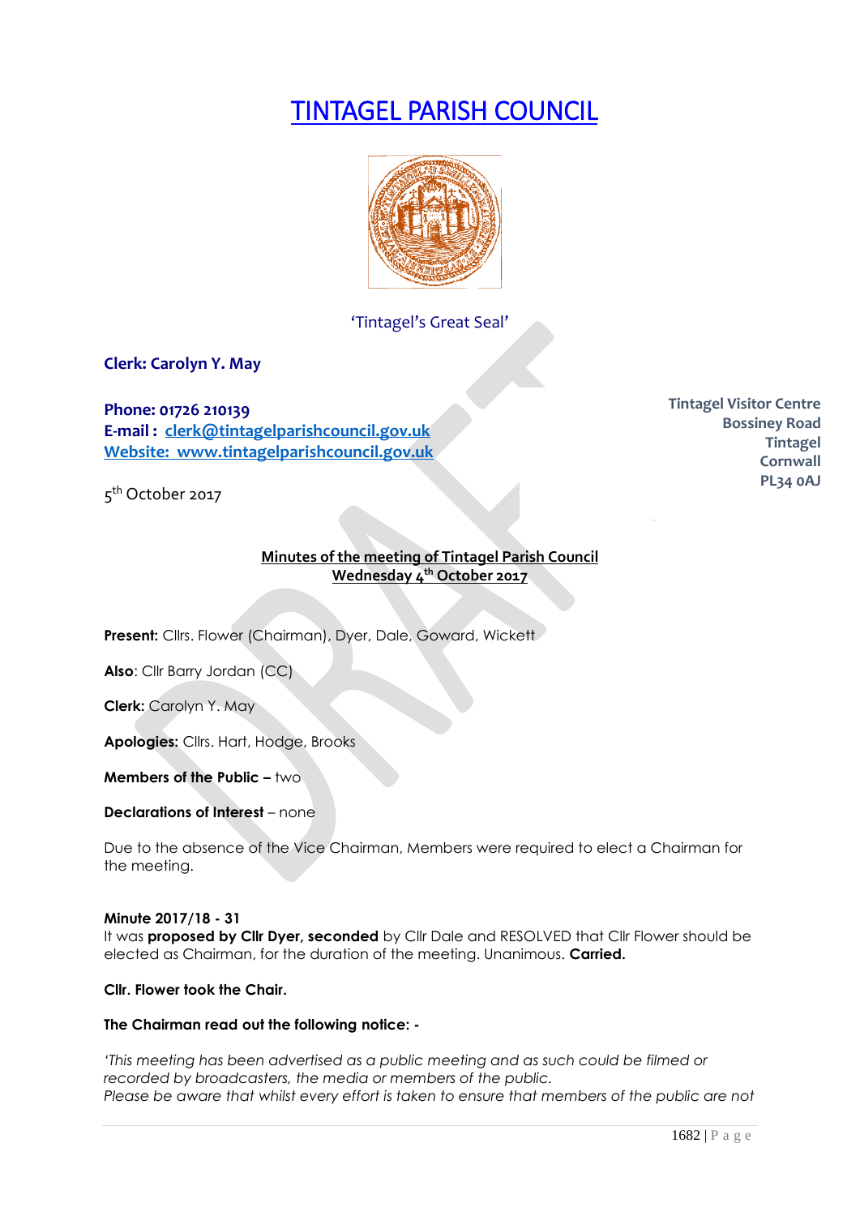# TINTAGEL PARISH COUNCIL

'Tintagel's Great Seal'

**Clerk: Carolyn Y. May**

**Phone: 01726 210139**
**E-mail : clerk@tintagelparishcouncil.gov.uk**
**Website: www.tintagelparishcouncil.gov.uk**

**Tintagel Visitor Centre**
**Bossiney Road**
**Tintagel**
**Cornwall**
**PL34 0AJ**

5th October 2017

**Minutes of the meeting of Tintagel Parish Council**
**Wednesday 4th October 2017**

**Present:** Cllrs. Flower (Chairman), Dyer, Dale, Goward, Wickett

**Also**: Cllr Barry Jordan (CC)

**Clerk:** Carolyn Y. May

**Apologies:** Cllrs. Hart, Hodge, Brooks

**Members of the Public –** two

**Declarations of Interest** – none

Due to the absence of the Vice Chairman, Members were required to elect a Chairman for the meeting.

**Minute 2017/18 - 31**
It was **proposed by Cllr Dyer, seconded** by Cllr Dale and RESOLVED that Cllr Flower should be elected as Chairman, for the duration of the meeting. Unanimous. **Carried.**

**Cllr. Flower took the Chair.**

**The Chairman read out the following notice: -**

*'This meeting has been advertised as a public meeting and as such could be filmed or recorded by broadcasters, the media or members of the public.*
*Please be aware that whilst every effort is taken to ensure that members of the public are not*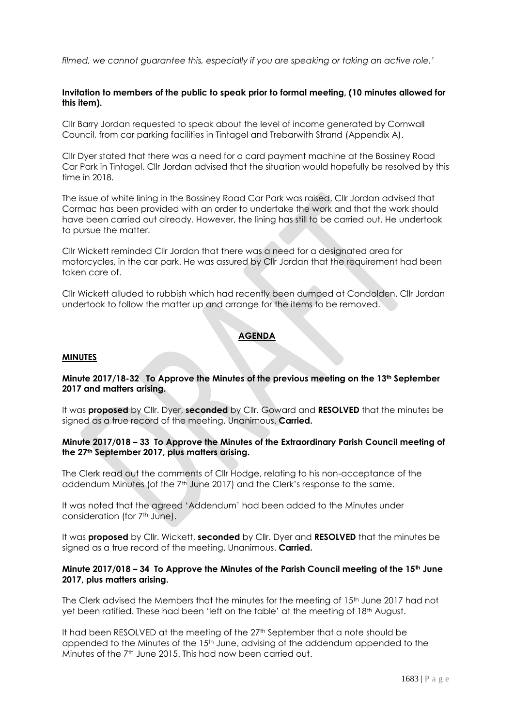*filmed, we cannot guarantee this, especially if you are speaking or taking an active role.'*

**Invitation to members of the public to speak prior to formal meeting, (10 minutes allowed for this item).**

Cllr Barry Jordan requested to speak about the level of income generated by Cornwall Council, from car parking facilities in Tintagel and Trebarwith Strand (Appendix A).

Cllr Dyer stated that there was a need for a card payment machine at the Bossiney Road Car Park in Tintagel. Cllr Jordan advised that the situation would hopefully be resolved by this time in 2018.

The issue of white lining in the Bossiney Road Car Park was raised. Cllr Jordan advised that Cormac has been provided with an order to undertake the work and that the work should have been carried out already. However, the lining has still to be carried out. He undertook to pursue the matter.

Cllr Wickett reminded Cllr Jordan that there was a need for a designated area for motorcycles, in the car park. He was assured by Cllr Jordan that the requirement had been taken care of.

Cllr Wickett alluded to rubbish which had recently been dumped at Condolden. Cllr Jordan undertook to follow the matter up and arrange for the items to be removed.

## AGENDA

### MINUTES

**Minute 2017/18-32 To Approve the Minutes of the previous meeting on the 13th September 2017 and matters arising.**

It was **proposed** by Cllr. Dyer, **seconded** by Cllr. Goward and **RESOLVED** that the minutes be signed as a true record of the meeting. Unanimous. **Carried.**

**Minute 2017/018 – 33 To Approve the Minutes of the Extraordinary Parish Council meeting of the 27th September 2017, plus matters arising.**

The Clerk read out the comments of Cllr Hodge, relating to his non-acceptance of the addendum Minutes (of the 7th June 2017) and the Clerk's response to the same.

It was noted that the agreed 'Addendum' had been added to the Minutes under consideration (for 7th June).

It was **proposed** by Cllr. Wickett, **seconded** by Cllr. Dyer and **RESOLVED** that the minutes be signed as a true record of the meeting. Unanimous. **Carried.**

**Minute 2017/018 – 34 To Approve the Minutes of the Parish Council meeting of the 15th June 2017, plus matters arising.**

The Clerk advised the Members that the minutes for the meeting of 15th June 2017 had not yet been ratified. These had been 'left on the table' at the meeting of 18th August.

It had been RESOLVED at the meeting of the 27th September that a note should be appended to the Minutes of the 15th June, advising of the addendum appended to the Minutes of the 7th June 2015. This had now been carried out.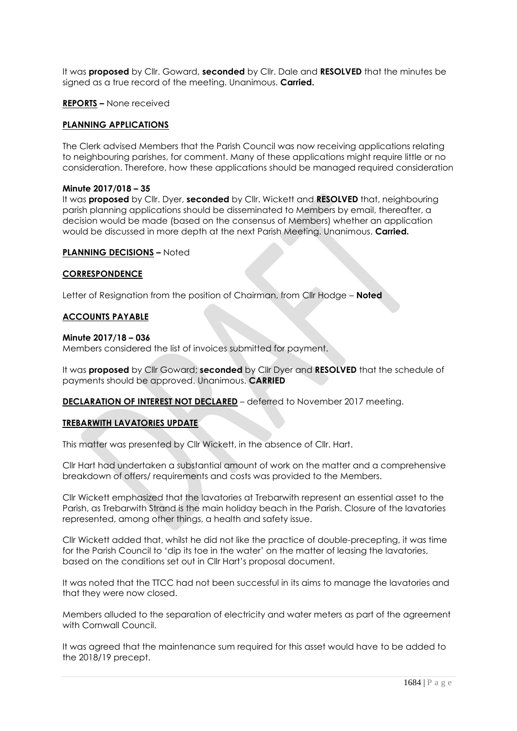It was **proposed** by Cllr. Goward, **seconded** by Cllr. Dale and **RESOLVED** that the minutes be signed as a true record of the meeting. Unanimous. **Carried.**

**REPORTS –** None received

**PLANNING APPLICATIONS**

The Clerk advised Members that the Parish Council was now receiving applications relating to neighbouring parishes, for comment. Many of these applications might require little or no consideration. Therefore, how these applications should be managed required consideration

**Minute 2017/018 – 35**

It was **proposed** by Cllr. Dyer, **seconded** by Cllr. Wickett and **RESOLVED** that, neighbouring parish planning applications should be disseminated to Members by email, thereafter, a decision would be made (based on the consensus of Members) whether an application would be discussed in more depth at the next Parish Meeting. Unanimous. **Carried.**

**PLANNING DECISIONS –** Noted

**CORRESPONDENCE**

Letter of Resignation from the position of Chairman, from Cllr Hodge – **Noted**

**ACCOUNTS PAYABLE**

**Minute 2017/18 – 036**

Members considered the list of invoices submitted for payment.

It was **proposed** by Cllr Goward; **seconded** by Cllr Dyer and **RESOLVED** that the schedule of payments should be approved. Unanimous. **CARRIED**

**DECLARATION OF INTEREST NOT DECLARED** – deferred to November 2017 meeting.

**TREBARWITH LAVATORIES UPDATE**

This matter was presented by Cllr Wickett, in the absence of Cllr. Hart.

Cllr Hart had undertaken a substantial amount of work on the matter and a comprehensive breakdown of offers/ requirements and costs was provided to the Members.

Cllr Wickett emphasized that the lavatories at Trebarwith represent an essential asset to the Parish, as Trebarwith Strand is the main holiday beach in the Parish. Closure of the lavatories represented, among other things, a health and safety issue.

Cllr Wickett added that, whilst he did not like the practice of double-precepting, it was time for the Parish Council to 'dip its toe in the water' on the matter of leasing the lavatories, based on the conditions set out in Cllr Hart's proposal document.

It was noted that the TTCC had not been successful in its aims to manage the lavatories and that they were now closed.

Members alluded to the separation of electricity and water meters as part of the agreement with Cornwall Council.

It was agreed that the maintenance sum required for this asset would have to be added to the 2018/19 precept.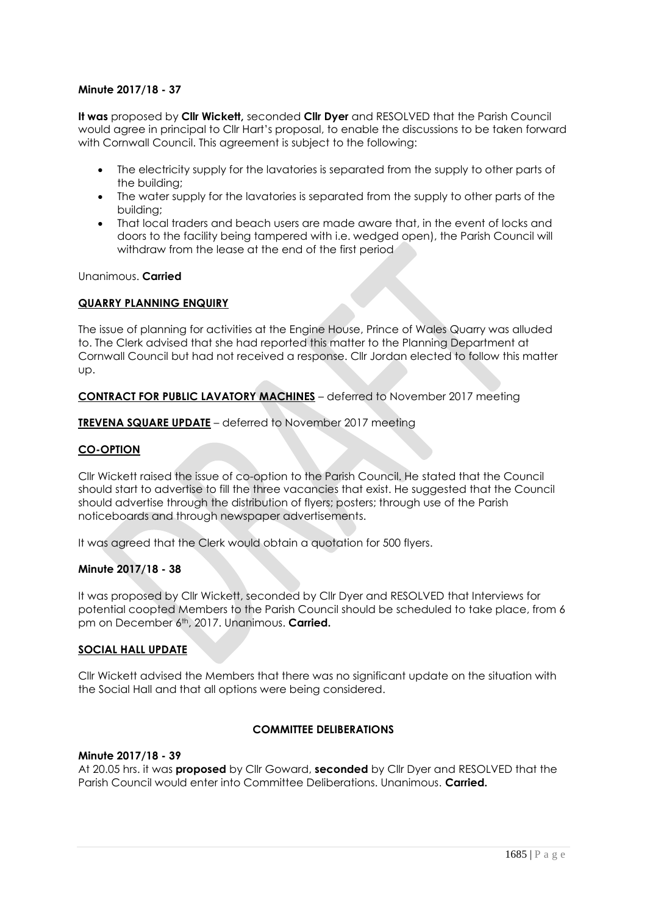**Minute 2017/18 - 37**

**It was** proposed by **Cllr Wickett,** seconded **Cllr Dyer** and RESOLVED that the Parish Council would agree in principal to Cllr Hart's proposal, to enable the discussions to be taken forward with Cornwall Council. This agreement is subject to the following:

- The electricity supply for the lavatories is separated from the supply to other parts of the building;
- The water supply for the lavatories is separated from the supply to other parts of the building;
- That local traders and beach users are made aware that, in the event of locks and doors to the facility being tampered with i.e. wedged open), the Parish Council will withdraw from the lease at the end of the first period

Unanimous. **Carried**

**QUARRY PLANNING ENQUIRY**

The issue of planning for activities at the Engine House, Prince of Wales Quarry was alluded to. The Clerk advised that she had reported this matter to the Planning Department at Cornwall Council but had not received a response. Cllr Jordan elected to follow this matter up.

**CONTRACT FOR PUBLIC LAVATORY MACHINES** – deferred to November 2017 meeting

**TREVENA SQUARE UPDATE** – deferred to November 2017 meeting

**CO-OPTION**

Cllr Wickett raised the issue of co-option to the Parish Council. He stated that the Council should start to advertise to fill the three vacancies that exist. He suggested that the Council should advertise through the distribution of flyers; posters; through use of the Parish noticeboards and through newspaper advertisements.

It was agreed that the Clerk would obtain a quotation for 500 flyers.

**Minute 2017/18 - 38**

It was proposed by Cllr Wickett, seconded by Cllr Dyer and RESOLVED that Interviews for potential coopted Members to the Parish Council should be scheduled to take place, from 6 pm on December 6th, 2017. Unanimous. **Carried.**

**SOCIAL HALL UPDATE**

Cllr Wickett advised the Members that there was no significant update on the situation with the Social Hall and that all options were being considered.

**COMMITTEE DELIBERATIONS**

**Minute 2017/18 - 39**

At 20.05 hrs. it was **proposed** by Cllr Goward, **seconded** by Cllr Dyer and RESOLVED that the Parish Council would enter into Committee Deliberations. Unanimous. **Carried.**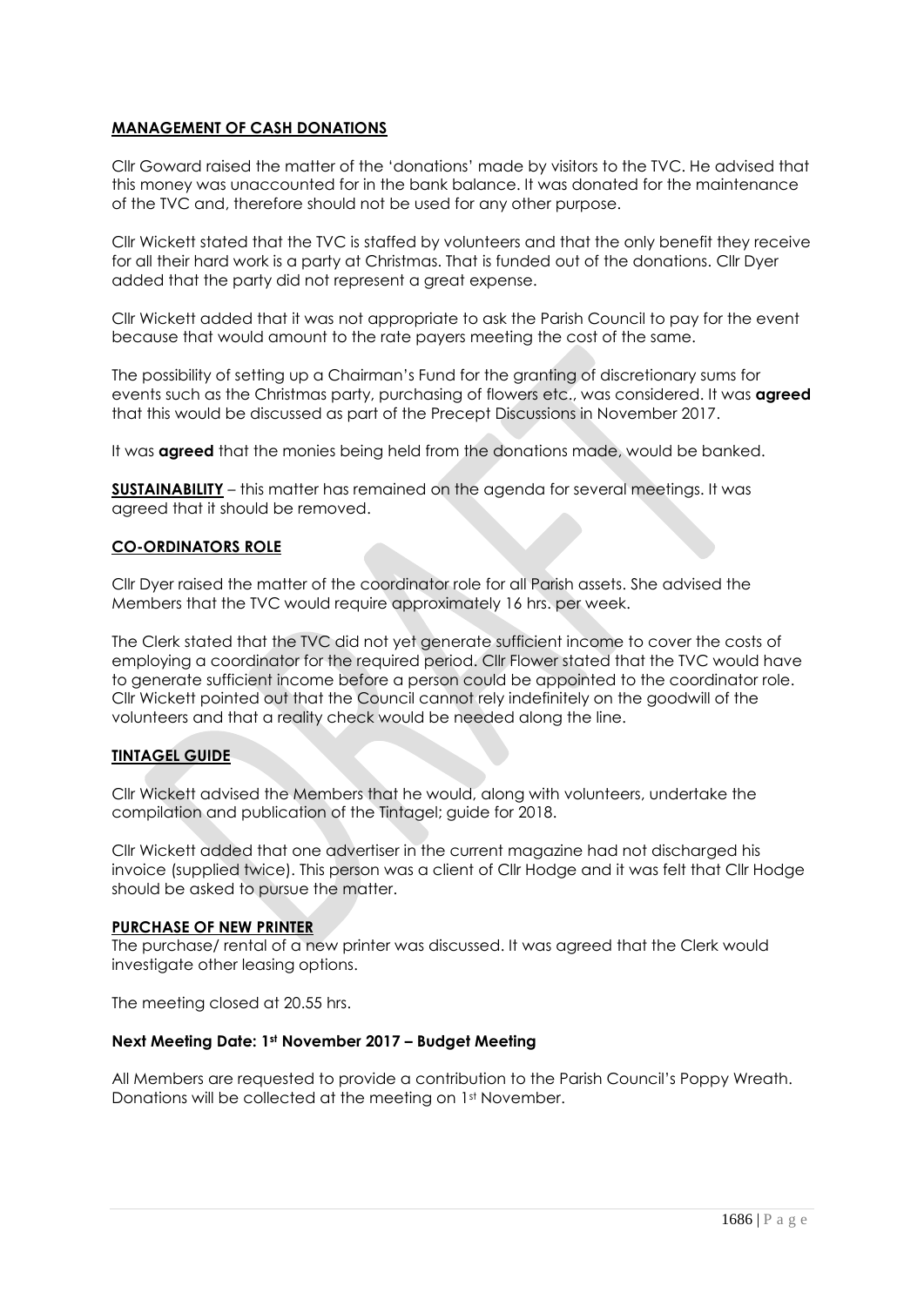**MANAGEMENT OF CASH DONATIONS**

Cllr Goward raised the matter of the 'donations' made by visitors to the TVC. He advised that this money was unaccounted for in the bank balance. It was donated for the maintenance of the TVC and, therefore should not be used for any other purpose.

Cllr Wickett stated that the TVC is staffed by volunteers and that the only benefit they receive for all their hard work is a party at Christmas. That is funded out of the donations. Cllr Dyer added that the party did not represent a great expense.

Cllr Wickett added that it was not appropriate to ask the Parish Council to pay for the event because that would amount to the rate payers meeting the cost of the same.

The possibility of setting up a Chairman's Fund for the granting of discretionary sums for events such as the Christmas party, purchasing of flowers etc., was considered. It was **agreed** that this would be discussed as part of the Precept Discussions in November 2017.

It was **agreed** that the monies being held from the donations made, would be banked.

**SUSTAINABILITY** – this matter has remained on the agenda for several meetings. It was agreed that it should be removed.

**CO-ORDINATORS ROLE**

Cllr Dyer raised the matter of the coordinator role for all Parish assets. She advised the Members that the TVC would require approximately 16 hrs. per week.

The Clerk stated that the TVC did not yet generate sufficient income to cover the costs of employing a coordinator for the required period. Cllr Flower stated that the TVC would have to generate sufficient income before a person could be appointed to the coordinator role. Cllr Wickett pointed out that the Council cannot rely indefinitely on the goodwill of the volunteers and that a reality check would be needed along the line.

**TINTAGEL GUIDE**

Cllr Wickett advised the Members that he would, along with volunteers, undertake the compilation and publication of the Tintagel; guide for 2018.

Cllr Wickett added that one advertiser in the current magazine had not discharged his invoice (supplied twice). This person was a client of Cllr Hodge and it was felt that Cllr Hodge should be asked to pursue the matter.

**PURCHASE OF NEW PRINTER**

The purchase/ rental of a new printer was discussed. It was agreed that the Clerk would investigate other leasing options.

The meeting closed at 20.55 hrs.

**Next Meeting Date: 1st November 2017 – Budget Meeting**

All Members are requested to provide a contribution to the Parish Council's Poppy Wreath. Donations will be collected at the meeting on 1st November.